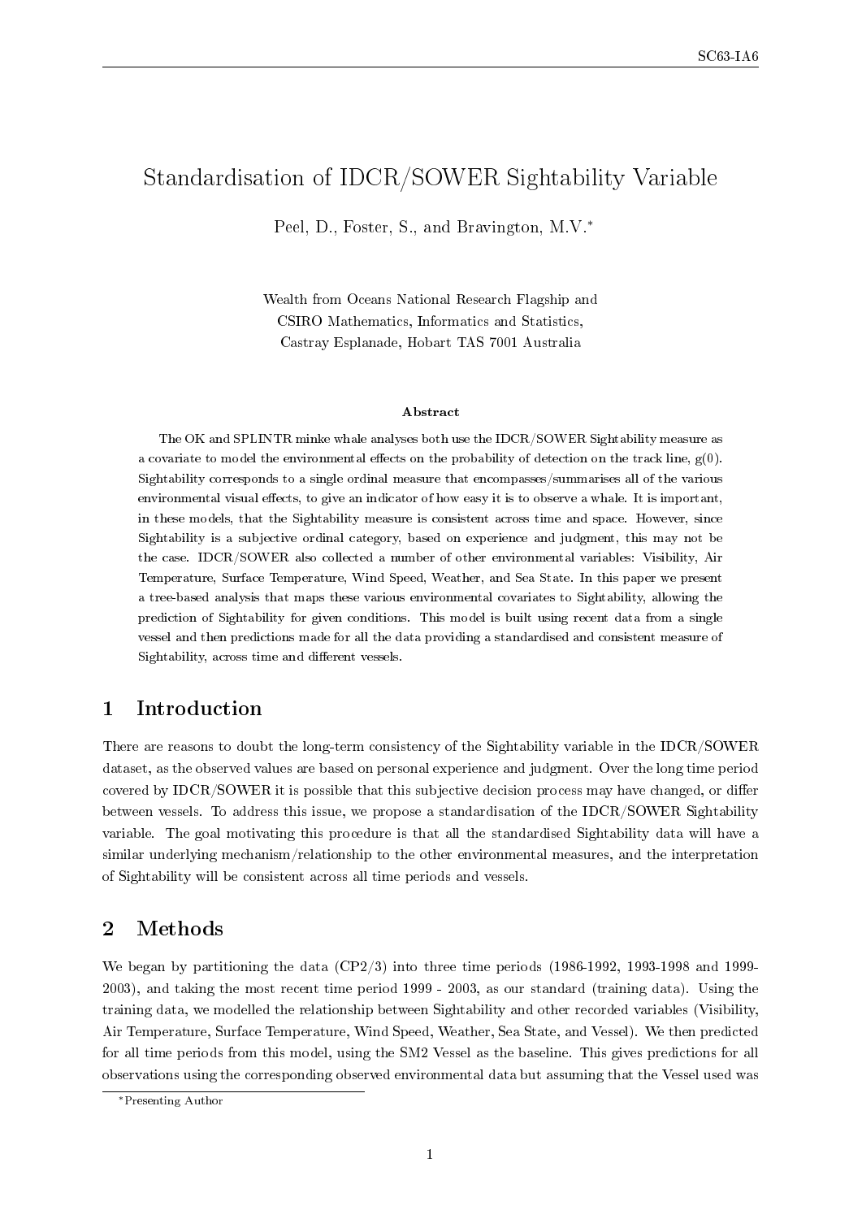# Standardisation of IDCR/SOWER Sightability Variable

Peel, D., Foster, S., and Bravington, M.V.*

Wealth from Oceans National Research Flagship and
CSIRO Mathematics, Informatics and Statistics,
Castray Esplanade, Hobart TAS 7001 Australia

### Abstract

The OK and SPLINTR minke whale analyses both use the IDCR/SOWER Sightability measure as a covariate to model the environmental effects on the probability of detection on the track line, g(0). Sightability corresponds to a single ordinal measure that encompasses/summarises all of the various environmental visual effects, to give an indicator of how easy it is to observe a whale. It is important, in these models, that the Sightability measure is consistent across time and space. However, since Sightability is a subjective ordinal category, based on experience and judgment, this may not be the case. IDCR/SOWER also collected a number of other environmental variables: Visibility, Air Temperature, Surface Temperature, Wind Speed, Weather, and Sea State. In this paper we present a tree-based analysis that maps these various environmental covariates to Sightability, allowing the prediction of Sightability for given conditions. This model is built using recent data from a single vessel and then predictions made for all the data providing a standardised and consistent measure of Sightability, across time and different vessels.

## 1 Introduction

There are reasons to doubt the long-term consistency of the Sightability variable in the IDCR/SOWER dataset, as the observed values are based on personal experience and judgment. Over the long time period covered by IDCR/SOWER it is possible that this subjective decision process may have changed, or differ between vessels. To address this issue, we propose a standardisation of the IDCR/SOWER Sightability variable. The goal motivating this procedure is that all the standardised Sightability data will have a similar underlying mechanism/relationship to the other environmental measures, and the interpretation of Sightability will be consistent across all time periods and vessels.

## 2 Methods

We began by partitioning the data (CP2/3) into three time periods (1986-1992, 1993-1998 and 1999-2003), and taking the most recent time period 1999 - 2003, as our standard (training data). Using the training data, we modelled the relationship between Sightability and other recorded variables (Visibility, Air Temperature, Surface Temperature, Wind Speed, Weather, Sea State, and Vessel). We then predicted for all time periods from this model, using the SM2 Vessel as the baseline. This gives predictions for all observations using the corresponding observed environmental data but assuming that the Vessel used was

*Presenting Author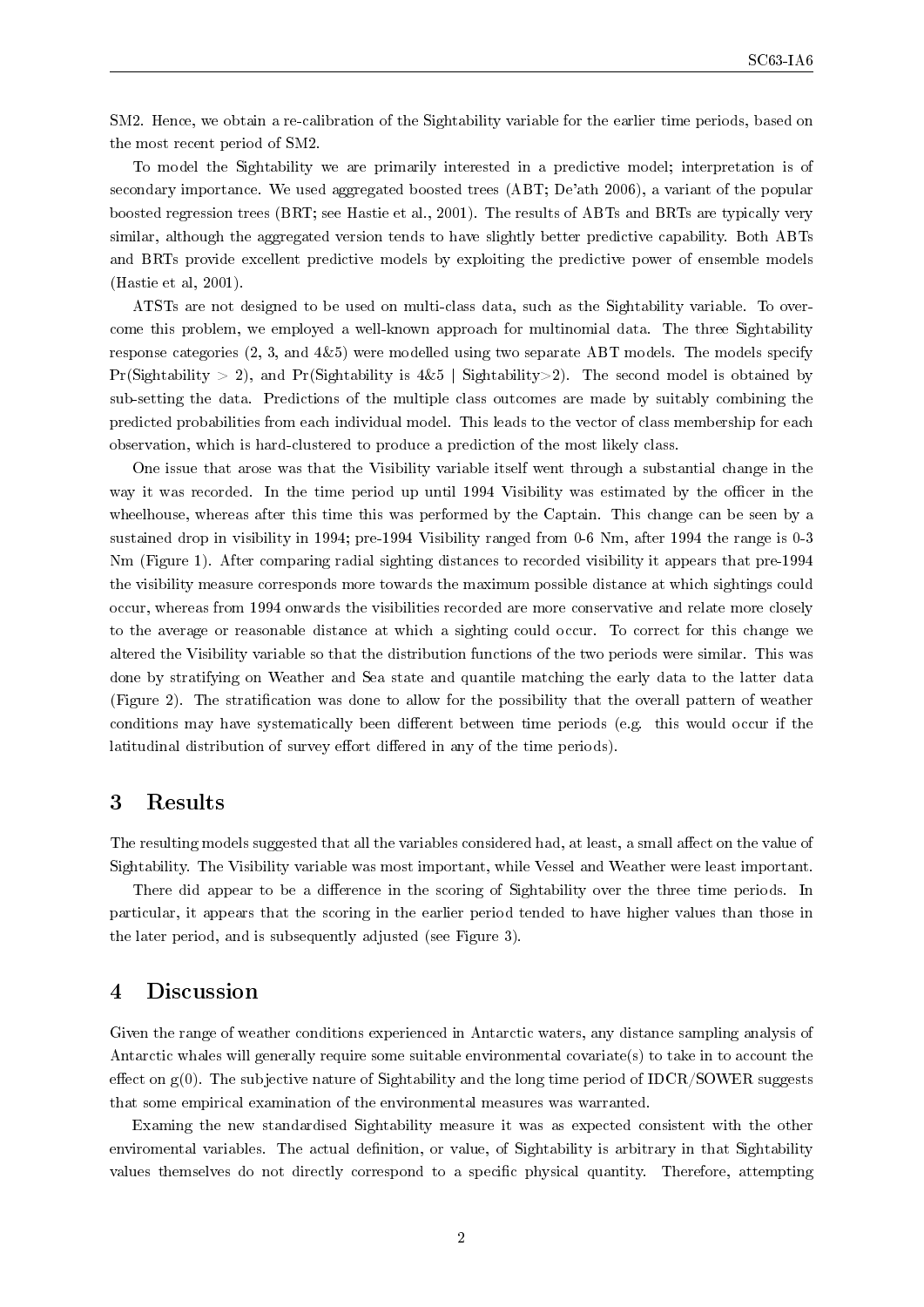SM2. Hence, we obtain a re-calibration of the Sightability variable for the earlier time periods, based on the most recent period of SM2.

To model the Sightability we are primarily interested in a predictive model; interpretation is of secondary importance. We used aggregated boosted trees (ABT; De'ath 2006), a variant of the popular boosted regression trees (BRT; see Hastie et al., 2001). The results of ABTs and BRTs are typically very similar, although the aggregated version tends to have slightly better predictive capability. Both ABTs and BRTs provide excellent predictive models by exploiting the predictive power of ensemble models (Hastie et al, 2001).

ATSTs are not designed to be used on multi-class data, such as the Sightability variable. To overcome this problem, we employed a well-known approach for multinomial data. The three Sightability response categories (2, 3, and 4&5) were modelled using two separate ABT models. The models specify Pr(Sightability $>$ 2), and Pr(Sightability is 4&5 | Sightability$>$2). The second model is obtained by sub-setting the data. Predictions of the multiple class outcomes are made by suitably combining the predicted probabilities from each individual model. This leads to the vector of class membership for each observation, which is hard-clustered to produce a prediction of the most likely class.

One issue that arose was that the Visibility variable itself went through a substantial change in the way it was recorded. In the time period up until 1994 Visibility was estimated by the officer in the wheelhouse, whereas after this time this was performed by the Captain. This change can be seen by a sustained drop in visibility in 1994; pre-1994 Visibility ranged from 0-6 Nm, after 1994 the range is 0-3 Nm (Figure 1). After comparing radial sighting distances to recorded visibility it appears that pre-1994 the visibility measure corresponds more towards the maximum possible distance at which sightings could occur, whereas from 1994 onwards the visibilities recorded are more conservative and relate more closely to the average or reasonable distance at which a sighting could occur. To correct for this change we altered the Visibility variable so that the distribution functions of the two periods were similar. This was done by stratifying on Weather and Sea state and quantile matching the early data to the latter data (Figure 2). The stratification was done to allow for the possibility that the overall pattern of weather conditions may have systematically been different between time periods (e.g. this would occur if the latitudinal distribution of survey effort differed in any of the time periods).

## 3 Results

The resulting models suggested that all the variables considered had, at least, a small affect on the value of Sightability. The Visibility variable was most important, while Vessel and Weather were least important.

There did appear to be a difference in the scoring of Sightability over the three time periods. In particular, it appears that the scoring in the earlier period tended to have higher values than those in the later period, and is subsequently adjusted (see Figure 3).

## 4 Discussion

Given the range of weather conditions experienced in Antarctic waters, any distance sampling analysis of Antarctic whales will generally require some suitable environmental covariate(s) to take in to account the effect on g(0). The subjective nature of Sightability and the long time period of IDCR/SOWER suggests that some empirical examination of the environmental measures was warranted.

Examing the new standardised Sightability measure it was as expected consistent with the other enviromental variables. The actual definition, or value, of Sightability is arbitrary in that Sightability values themselves do not directly correspond to a specific physical quantity. Therefore, attempting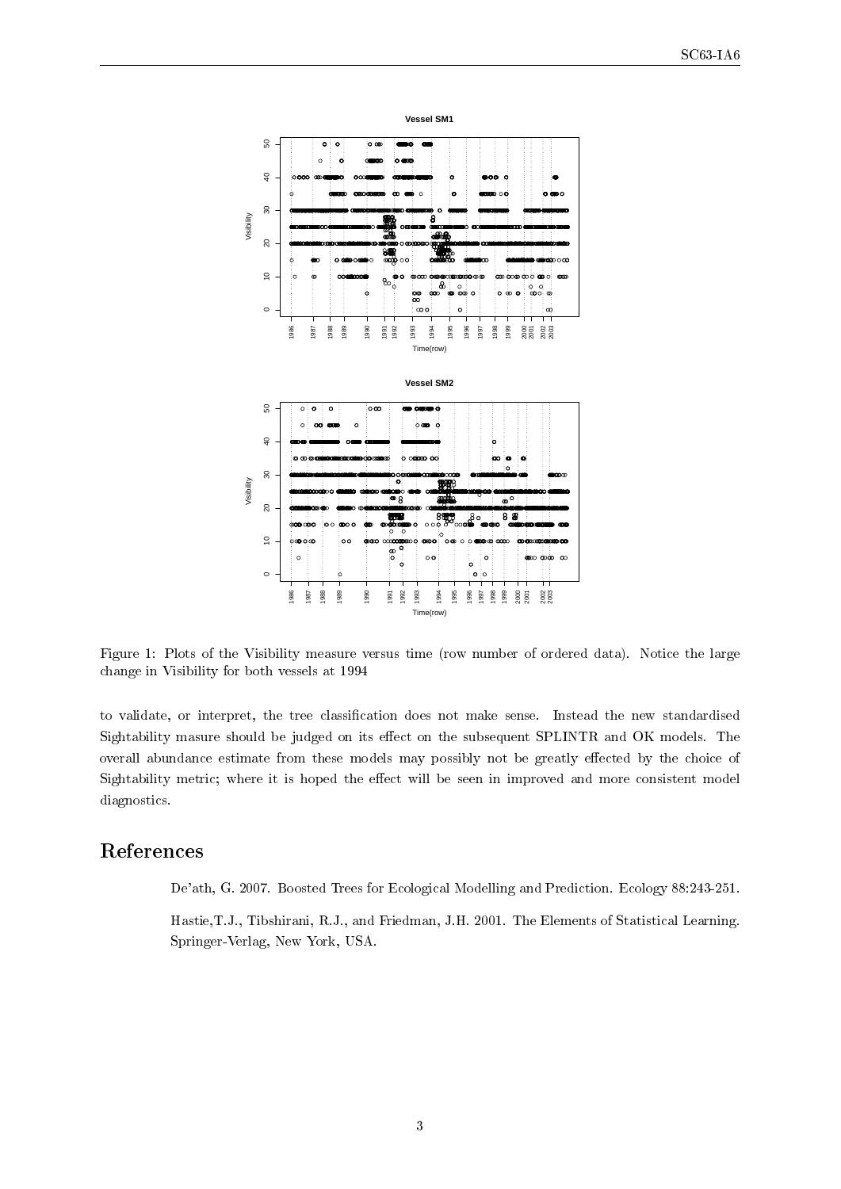Figure 1: Plots of the Visibility measure versus time (row number of ordered data). Notice the large change in Visibility for both vessels at 1994

to validate, or interpret, the tree classification does not make sense. Instead the new standardised Sightability masure should be judged on its effect on the subsequent SPLINTR and OK models. The overall abundance estimate from these models may possibly not be greatly effected by the choice of Sightability metric; where it is hoped the effect will be seen in improved and more consistent model diagnostics.

# References

De'ath, G. 2007. Boosted Trees for Ecological Modelling and Prediction. Ecology 88:243-251.

Hastie,T.J., Tibshirani, R.J., and Friedman, J.H. 2001. The Elements of Statistical Learning. Springer-Verlag, New York, USA.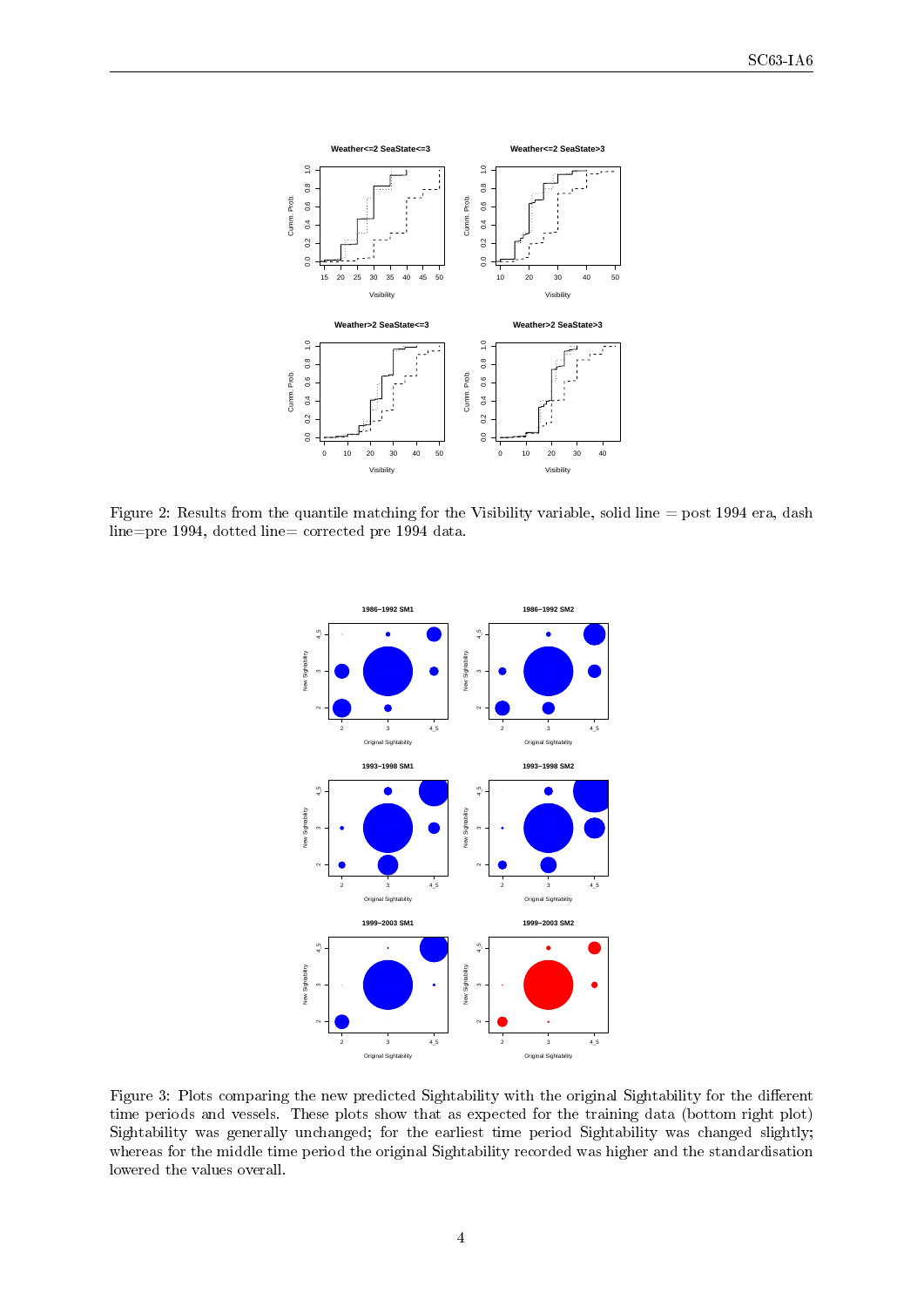Weather<=2 SeaState<=3

Cumm. Prob.

0.0 0.2 0.4 0.6 0.8 1.0

15 20 25 30 35 40 45 50

Visibility

Weather<=2 SeaState>3

Cumm. Prob.

0.0 0.2 0.4 0.6 0.8 1.0

10 20 30 40 50

Visibility

Weather>2 SeaState<=3

Cumm. Prob.

0.0 0.2 0.4 0.6 0.8 1.0

0 10 20 30 40 50

Visibility

Weather>2 SeaState>3

Cumm. Prob.

0.0 0.2 0.4 0.6 0.8 1.0

0 10 20 30 40

Visibility

Figure 2: Results from the quantile matching for the Visibility variable, solid line = post 1994 era, dash line=pre 1994, dotted line= corrected pre 1994 data.

1986–1992 SM1

1986–1992 SM2

1993–1998 SM1

1993–1998 SM2

1999–2003 SM1

1999–2003 SM2

New Sightability

2 3 4_5

Original Sightability

2 3 4_5

Figure 3: Plots comparing the new predicted Sightability with the original Sightability for the different time periods and vessels. These plots show that as expected for the training data (bottom right plot) Sightability was generally unchanged; for the earliest time period Sightability was changed slightly; whereas for the middle time period the original Sightability recorded was higher and the standardisation lowered the values overall.